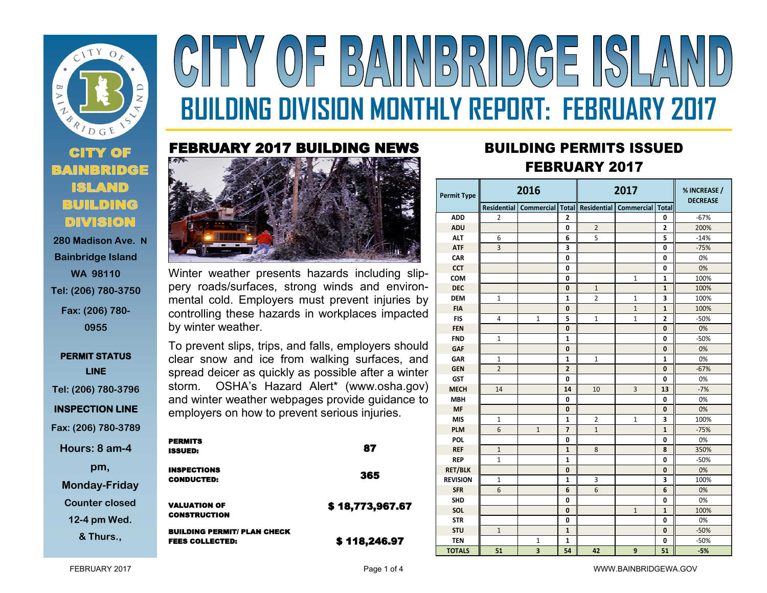# CITY OF BAINBRIDGE ISLAND

## BUILDING DIVISION MONTHLY REPORT: FEBRUARY 2017

**CITY OF BAINBRIDGE ISLAND BUILDING DIVISION**

**280 Madison Ave. N**
**Bainbridge Island**
**WA 98110**
**Tel: (206) 780-3750**
**Fax: (206) 780-0955**

**PERMIT STATUS LINE**
**Tel: (206) 780-3796**

**INSPECTION LINE**
**Fax: (206) 780-3789**

**Hours: 8 am-4 pm, Monday-Friday**
**Counter closed 12-4 pm Wed. & Thurs.,**

## FEBRUARY 2017 BUILDING NEWS

Winter weather presents hazards including slippery roads/surfaces, strong winds and environmental cold. Employers must prevent injuries by controlling these hazards in workplaces impacted by winter weather.

To prevent slips, trips, and falls, employers should clear snow and ice from walking surfaces, and spread deicer as quickly as possible after a winter storm. OSHA's Hazard Alert* (www.osha.gov) and winter weather webpages provide guidance to employers on how to prevent serious injuries.

| | |
|---|---|
| **PERMITS ISSUED:** | **87** |
| **INSPECTIONS CONDUCTED:** | **365** |
| **VALUATION OF CONSTRUCTION** | **$ 18,773,967.67** |
| **BUILDING PERMIT/ PLAN CHECK FEES COLLECTED:** | **$ 118,246.97** |

## BUILDING PERMITS ISSUED FEBRUARY 2017

| Permit Type | 2016 | | | 2017 | | | % INCREASE / DECREASE |
|---|---|---|---|---|---|---|---|
| | Residential | Commercial | Total | Residential | Commercial | Total | |
| ADD | 2 | | 2 | | | 0 | -67% |
| ADU | | | 0 | 2 | | 2 | 200% |
| ALT | 6 | | 6 | 5 | | 5 | -14% |
| ATF | 3 | | 3 | | | 0 | -75% |
| CAR | | | 0 | | | 0 | 0% |
| CCT | | | 0 | | | 0 | 0% |
| COM | | | 0 | | 1 | 1 | 100% |
| DEC | | | 0 | 1 | | 1 | 100% |
| DEM | 1 | | 1 | 2 | 1 | 3 | 100% |
| FIA | | | 0 | | 1 | 1 | 100% |
| FIS | 4 | 1 | 5 | 1 | 1 | 2 | -50% |
| FEN | | | 0 | | | 0 | 0% |
| FND | 1 | | 1 | | | 0 | -50% |
| GAF | | | 0 | | | 0 | 0% |
| GAR | 1 | | 1 | 1 | | 1 | 0% |
| GEN | 2 | | 2 | | | 0 | -67% |
| GST | | | 0 | | | 0 | 0% |
| MECH | 14 | | 14 | 10 | 3 | 13 | -7% |
| MBH | | | 0 | | | 0 | 0% |
| MF | | | 0 | | | 0 | 0% |
| MIS | 1 | | 1 | 2 | 1 | 3 | 100% |
| PLM | 6 | 1 | 7 | 1 | | 1 | -75% |
| POL | | | 0 | | | 0 | 0% |
| REF | 1 | | 1 | 8 | | 8 | 350% |
| REP | 1 | | 1 | | | 0 | -50% |
| RET/BLK | | | 0 | | | 0 | 0% |
| REVISION | 1 | | 1 | 3 | | 3 | 100% |
| SFR | 6 | | 6 | 6 | | 6 | 0% |
| SHD | | | 0 | | | 0 | 0% |
| SOL | | | 0 | | 1 | 1 | 100% |
| STR | | | 0 | | | 0 | 0% |
| STU | 1 | | 1 | | | 0 | -50% |
| TEN | | 1 | 1 | | | 0 | -50% |
| **TOTALS** | **51** | **3** | **54** | **42** | **9** | **51** | **-5%** |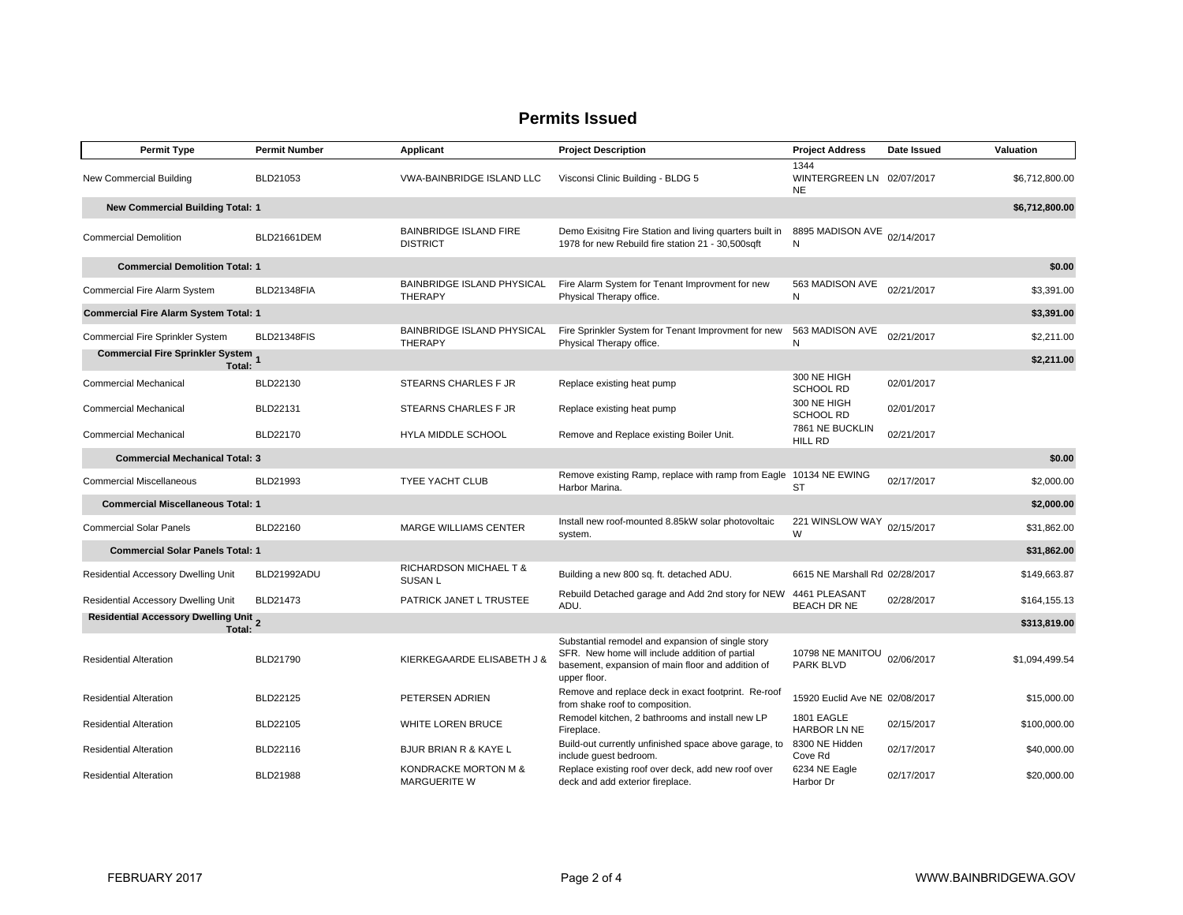## Permits Issued

| Permit Type | Permit Number | Applicant | Project Description | Project Address | Date Issued | Valuation |
|---|---|---|---|---|---|---|
| New Commercial Building | BLD21053 | VWA-BAINBRIDGE ISLAND LLC | Visconsi Clinic Building - BLDG 5 | 1344 WINTERGREEN LN NE | 02/07/2017 | $6,712,800.00 |
| **New Commercial Building Total: 1** | | | | | | **$6,712,800.00** |
| Commercial Demolition | BLD21661DEM | BAINBRIDGE ISLAND FIRE DISTRICT | Demo Exisitng Fire Station and living quarters built in 1978 for new Rebuild fire station 21 - 30,500sqft | 8895 MADISON AVE N | 02/14/2017 | |
| **Commercial Demolition Total: 1** | | | | | | **$0.00** |
| Commercial Fire Alarm System | BLD21348FIA | BAINBRIDGE ISLAND PHYSICAL THERAPY | Fire Alarm System for Tenant Improvment for new Physical Therapy office. | 563 MADISON AVE N | 02/21/2017 | $3,391.00 |
| **Commercial Fire Alarm System Total: 1** | | | | | | **$3,391.00** |
| Commercial Fire Sprinkler System | BLD21348FIS | BAINBRIDGE ISLAND PHYSICAL THERAPY | Fire Sprinkler System for Tenant Improvment for new Physical Therapy office. | 563 MADISON AVE N | 02/21/2017 | $2,211.00 |
| **Commercial Fire Sprinkler System Total: 1** | | | | | | **$2,211.00** |
| Commercial Mechanical | BLD22130 | STEARNS CHARLES F JR | Replace existing heat pump | 300 NE HIGH SCHOOL RD | 02/01/2017 | |
| Commercial Mechanical | BLD22131 | STEARNS CHARLES F JR | Replace existing heat pump | 300 NE HIGH SCHOOL RD | 02/01/2017 | |
| Commercial Mechanical | BLD22170 | HYLA MIDDLE SCHOOL | Remove and Replace existing Boiler Unit. | 7861 NE BUCKLIN HILL RD | 02/21/2017 | |
| **Commercial Mechanical Total: 3** | | | | | | **$0.00** |
| Commercial Miscellaneous | BLD21993 | TYEE YACHT CLUB | Remove existing Ramp, replace with ramp from Eagle Harbor Marina. | 10134 NE EWING ST | 02/17/2017 | $2,000.00 |
| **Commercial Miscellaneous Total: 1** | | | | | | **$2,000.00** |
| Commercial Solar Panels | BLD22160 | MARGE WILLIAMS CENTER | Install new roof-mounted 8.85kW solar photovoltaic system. | 221 WINSLOW WAY W | 02/15/2017 | $31,862.00 |
| **Commercial Solar Panels Total: 1** | | | | | | **$31,862.00** |
| Residential Accessory Dwelling Unit | BLD21992ADU | RICHARDSON MICHAEL T & SUSAN L | Building a new 800 sq. ft. detached ADU. | 6615 NE Marshall Rd | 02/28/2017 | $149,663.87 |
| Residential Accessory Dwelling Unit | BLD21473 | PATRICK JANET L TRUSTEE | Rebuild Detached garage and Add 2nd story for NEW ADU. | 4461 PLEASANT BEACH DR NE | 02/28/2017 | $164,155.13 |
| **Residential Accessory Dwelling Unit Total: 2** | | | | | | **$313,819.00** |
| Residential Alteration | BLD21790 | KIERKEGAARDE ELISABETH J & | Substantial remodel and expansion of single story SFR. New home will include addition of partial basement, expansion of main floor and addition of upper floor. | 10798 NE MANITOU PARK BLVD | 02/06/2017 | $1,094,499.54 |
| Residential Alteration | BLD22125 | PETERSEN ADRIEN | Remove and replace deck in exact footprint. Re-roof from shake roof to composition. | 15920 Euclid Ave NE | 02/08/2017 | $15,000.00 |
| Residential Alteration | BLD22105 | WHITE LOREN BRUCE | Remodel kitchen, 2 bathrooms and install new LP Fireplace. | 1801 EAGLE HARBOR LN NE | 02/15/2017 | $100,000.00 |
| Residential Alteration | BLD22116 | BJUR BRIAN R & KAYE L | Build-out currently unfinished space above garage, to include guest bedroom. | 8300 NE Hidden Cove Rd | 02/17/2017 | $40,000.00 |
| Residential Alteration | BLD21988 | KONDRACKE MORTON M & MARGUERITE W | Replace existing roof over deck, add new roof over deck and add exterior fireplace. | 6234 NE Eagle Harbor Dr | 02/17/2017 | $20,000.00 |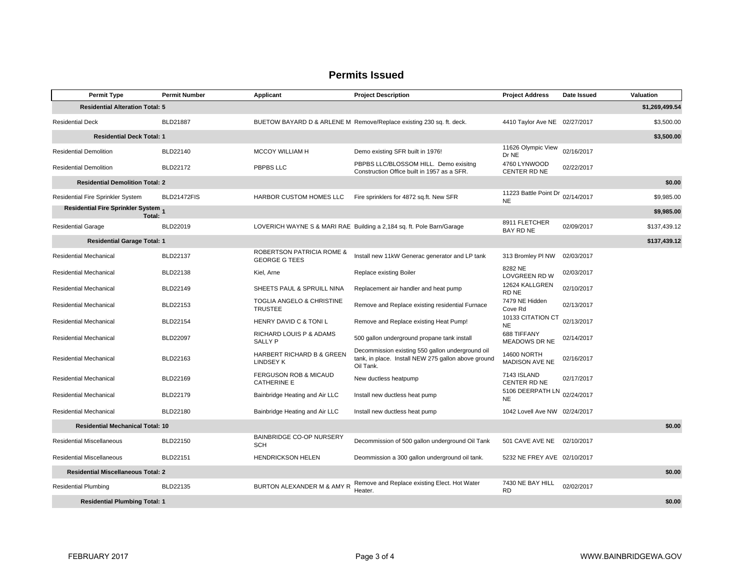# Permits Issued

| Permit Type | Permit Number | Applicant | Project Description | Project Address | Date Issued | Valuation |
|---|---|---|---|---|---|---|
| **Residential Alteration Total: 5** | | | | | | **$1,269,499.54** |
| Residential Deck | BLD21887 | BUETOW BAYARD D & ARLENE M | Remove/Replace existing 230 sq. ft. deck. | 4410 Taylor Ave NE | 02/27/2017 | $3,500.00 |
| **Residential Deck Total: 1** | | | | | | **$3,500.00** |
| Residential Demolition | BLD22140 | MCCOY WILLIAM H | Demo existing SFR built in 1976! | 11626 Olympic View Dr NE | 02/16/2017 | |
| Residential Demolition | BLD22172 | PBPBS LLC | PBPBS LLC/BLOSSOM HILL. Demo exisitng Construction Office built in 1957 as a SFR. | 4760 LYNWOOD CENTER RD NE | 02/22/2017 | |
| **Residential Demolition Total: 2** | | | | | | **$0.00** |
| Residential Fire Sprinkler System | BLD21472FIS | HARBOR CUSTOM HOMES LLC | Fire sprinklers for 4872 sq.ft. New SFR | 11223 Battle Point Dr NE | 02/14/2017 | $9,985.00 |
| **Residential Fire Sprinkler System Total: 1** | | | | | | **$9,985.00** |
| Residential Garage | BLD22019 | LOVERICH WAYNE S & MARI RAE | Building a 2,184 sq. ft. Pole Barn/Garage | 8911 FLETCHER BAY RD NE | 02/09/2017 | $137,439.12 |
| **Residential Garage Total: 1** | | | | | | **$137,439.12** |
| Residential Mechanical | BLD22137 | ROBERTSON PATRICIA ROME & GEORGE G TEES | Install new 11kW Generac generator and LP tank | 313 Bromley Pl NW | 02/03/2017 | |
| Residential Mechanical | BLD22138 | Kiel, Arne | Replace existing Boiler | 8282 NE LOVGREEN RD W | 02/03/2017 | |
| Residential Mechanical | BLD22149 | SHEETS PAUL & SPRUILL NINA | Replacement air handler and heat pump | 12624 KALLGREN RD NE | 02/10/2017 | |
| Residential Mechanical | BLD22153 | TOGLIA ANGELO & CHRISTINE TRUSTEE | Remove and Replace existing residential Furnace | 7479 NE Hidden Cove Rd | 02/13/2017 | |
| Residential Mechanical | BLD22154 | HENRY DAVID C & TONI L | Remove and Replace existing Heat Pump! | 10133 CITATION CT NE | 02/13/2017 | |
| Residential Mechanical | BLD22097 | RICHARD LOUIS P & ADAMS SALLY P | 500 gallon underground propane tank install | 688 TIFFANY MEADOWS DR NE | 02/14/2017 | |
| Residential Mechanical | BLD22163 | HARBERT RICHARD B & GREEN LINDSEY K | Decommission existing 550 gallon underground oil tank, in place. Install NEW 275 gallon above ground Oil Tank. | 14600 NORTH MADISON AVE NE | 02/16/2017 | |
| Residential Mechanical | BLD22169 | FERGUSON ROB & MICAUD CATHERINE E | New ductless heatpump | 7143 ISLAND CENTER RD NE | 02/17/2017 | |
| Residential Mechanical | BLD22179 | Bainbridge Heating and Air LLC | Install new ductless heat pump | 5106 DEERPATH LN NE | 02/24/2017 | |
| Residential Mechanical | BLD22180 | Bainbridge Heating and Air LLC | Install new ductless heat pump | 1042 Lovell Ave NW | 02/24/2017 | |
| **Residential Mechanical Total: 10** | | | | | | **$0.00** |
| Residential Miscellaneous | BLD22150 | BAINBRIDGE CO-OP NURSERY SCH | Decommission of 500 gallon underground Oil Tank | 501 CAVE AVE NE | 02/10/2017 | |
| Residential Miscellaneous | BLD22151 | HENDRICKSON HELEN | Deommission a 300 gallon underground oil tank. | 5232 NE FREY AVE | 02/10/2017 | |
| **Residential Miscellaneous Total: 2** | | | | | | **$0.00** |
| Residential Plumbing | BLD22135 | BURTON ALEXANDER M & AMY R | Remove and Replace existing Elect. Hot Water Heater. | 7430 NE BAY HILL RD | 02/02/2017 | |
| **Residential Plumbing Total: 1** | | | | | | **$0.00** |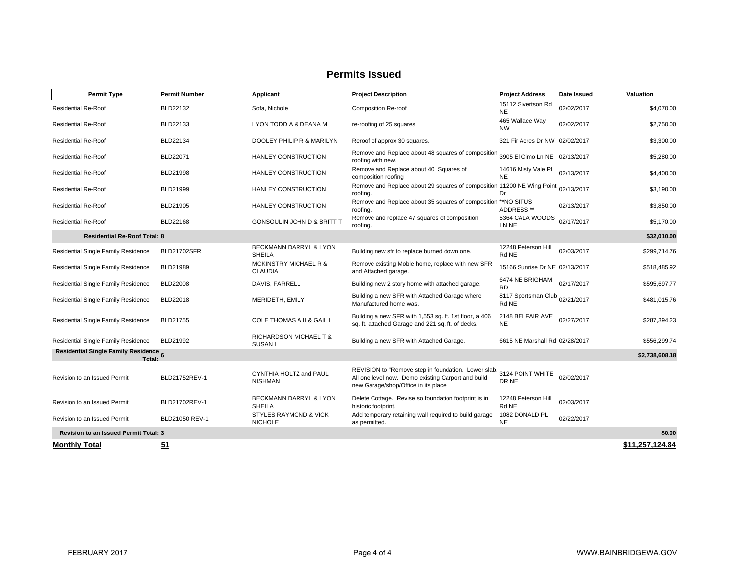## Permits Issued

| Permit Type | Permit Number | Applicant | Project Description | Project Address | Date Issued | Valuation |
|---|---|---|---|---|---|---|
| Residential Re-Roof | BLD22132 | Sofa, Nichole | Composition Re-roof | 15112 Sivertson Rd NE | 02/02/2017 | $4,070.00 |
| Residential Re-Roof | BLD22133 | LYON TODD A & DEANA M | re-roofing of 25 squares | 465 Wallace Way NW | 02/02/2017 | $2,750.00 |
| Residential Re-Roof | BLD22134 | DOOLEY PHILIP R & MARILYN | Reroof of approx 30 squares. | 321 Fir Acres Dr NW | 02/02/2017 | $3,300.00 |
| Residential Re-Roof | BLD22071 | HANLEY CONSTRUCTION | Remove and Replace about 48 squares of composition roofing with new. | 3905 El Cimo Ln NE | 02/13/2017 | $5,280.00 |
| Residential Re-Roof | BLD21998 | HANLEY CONSTRUCTION | Remove and Replace about 40 Squares of composition roofing | 14616 Misty Vale Pl NE | 02/13/2017 | $4,400.00 |
| Residential Re-Roof | BLD21999 | HANLEY CONSTRUCTION | Remove and Replace about 29 squares of composition roofing. | 11200 NE Wing Point Dr | 02/13/2017 | $3,190.00 |
| Residential Re-Roof | BLD21905 | HANLEY CONSTRUCTION | Remove and Replace about 35 squares of composition roofing. | **NO SITUS ADDRESS ** | 02/13/2017 | $3,850.00 |
| Residential Re-Roof | BLD22168 | GONSOULIN JOHN D & BRITT T | Remove and replace 47 squares of composition roofing. | 5364 CALA WOODS LN NE | 02/17/2017 | $5,170.00 |
| **Residential Re-Roof Total: 8** | | | | | | **$32,010.00** |
| Residential Single Family Residence | BLD21702SFR | BECKMANN DARRYL & LYON SHEILA | Building new sfr to replace burned down one. | 12248 Peterson Hill Rd NE | 02/03/2017 | $299,714.76 |
| Residential Single Family Residence | BLD21989 | MCKINSTRY MICHAEL R & CLAUDIA | Remove existing Moble home, replace with new SFR and Attached garage. | 15166 Sunrise Dr NE | 02/13/2017 | $518,485.92 |
| Residential Single Family Residence | BLD22008 | DAVIS, FARRELL | Building new 2 story home with attached garage. | 6474 NE BRIGHAM RD | 02/17/2017 | $595,697.77 |
| Residential Single Family Residence | BLD22018 | MERIDETH, EMILY | Building a new SFR with Attached Garage where Manufactured home was. | 8117 Sportsman Club Rd NE | 02/21/2017 | $481,015.76 |
| Residential Single Family Residence | BLD21755 | COLE THOMAS A II & GAIL L | Building a new SFR with 1,553 sq. ft. 1st floor, a 406 sq. ft. attached Garage and 221 sq. ft. of decks. | 2148 BELFAIR AVE NE | 02/27/2017 | $287,394.23 |
| Residential Single Family Residence | BLD21992 | RICHARDSON MICHAEL T & SUSAN L | Building a new SFR with Attached Garage. | 6615 NE Marshall Rd | 02/28/2017 | $556,299.74 |
| **Residential Single Family Residence Total: 6** | | | | | | **$2,738,608.18** |
| Revision to an Issued Permit | BLD21752REV-1 | CYNTHIA HOLTZ and PAUL NISHMAN | REVISION to "Remove step in foundation. Lower slab. All one level now. Demo existing Carport and build new Garage/shop/Office in its place. | 3124 POINT WHITE DR NE | 02/02/2017 | |
| Revision to an Issued Permit | BLD21702REV-1 | BECKMANN DARRYL & LYON SHEILA | Delete Cottage. Revise so foundation footprint is in historic footprint. | 12248 Peterson Hill Rd NE | 02/03/2017 | |
| Revision to an Issued Permit | BLD21050 REV-1 | STYLES RAYMOND & VICK NICHOLE | Add temporary retaining wall required to build garage as permitted. | 1082 DONALD PL NE | 02/22/2017 | |
| **Revision to an Issued Permit Total: 3** | | | | | | **$0.00** |
| **Monthly Total** | **51** | | | | | **$11,257,124.84** |